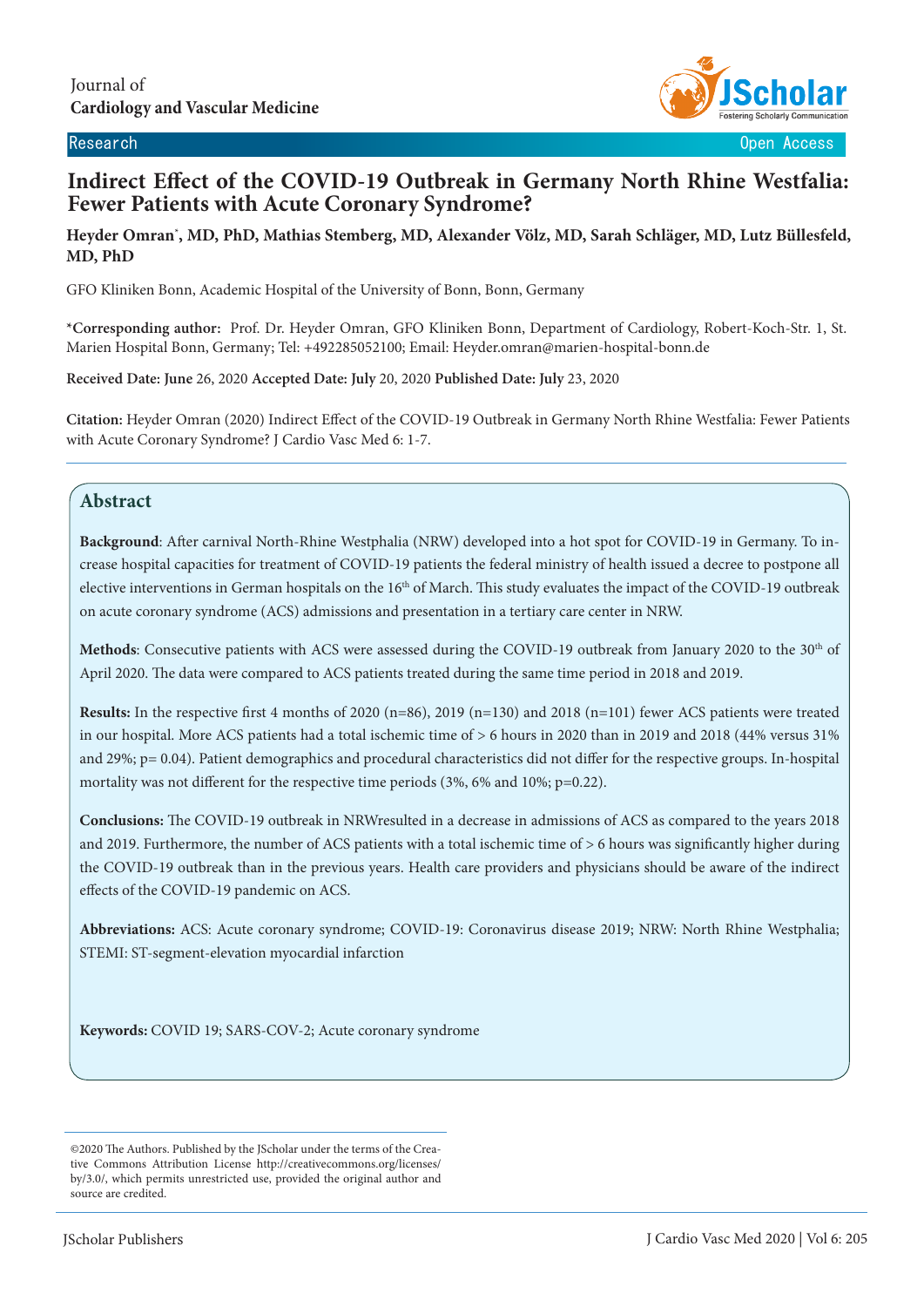Journal of
**Cardiology and Vascular Medicine**

Research Open Access

# Indirect Effect of the COVID-19 Outbreak in Germany North Rhine Westfalia: Fewer Patients with Acute Coronary Syndrome?

**Heyder Omran*, MD, PhD, Mathias Stemberg, MD, Alexander Völz, MD, Sarah Schläger, MD, Lutz Büllesfeld, MD, PhD**

GFO Kliniken Bonn, Academic Hospital of the University of Bonn, Bonn, Germany

***Corresponding author:** Prof. Dr. Heyder Omran, GFO Kliniken Bonn, Department of Cardiology, Robert-Koch-Str. 1, St. Marien Hospital Bonn, Germany; Tel: +492285052100; Email: Heyder.omran@marien-hospital-bonn.de

**Received Date: June** 26, 2020 **Accepted Date: July** 20, 2020 **Published Date: July** 23, 2020

**Citation:** Heyder Omran (2020) Indirect Effect of the COVID-19 Outbreak in Germany North Rhine Westfalia: Fewer Patients with Acute Coronary Syndrome? J Cardio Vasc Med 6: 1-7.

## Abstract

**Background**: After carnival North-Rhine Westphalia (NRW) developed into a hot spot for COVID-19 in Germany. To increase hospital capacities for treatment of COVID-19 patients the federal ministry of health issued a decree to postpone all elective interventions in German hospitals on the 16th of March. This study evaluates the impact of the COVID-19 outbreak on acute coronary syndrome (ACS) admissions and presentation in a tertiary care center in NRW.

**Methods**: Consecutive patients with ACS were assessed during the COVID-19 outbreak from January 2020 to the 30th of April 2020. The data were compared to ACS patients treated during the same time period in 2018 and 2019.

**Results:** In the respective first 4 months of 2020 (n=86), 2019 (n=130) and 2018 (n=101) fewer ACS patients were treated in our hospital. More ACS patients had a total ischemic time of > 6 hours in 2020 than in 2019 and 2018 (44% versus 31% and 29%; p= 0.04). Patient demographics and procedural characteristics did not differ for the respective groups. In-hospital mortality was not different for the respective time periods (3%, 6% and 10%; p=0.22).

**Conclusions:** The COVID-19 outbreak in NRWresulted in a decrease in admissions of ACS as compared to the years 2018 and 2019. Furthermore, the number of ACS patients with a total ischemic time of > 6 hours was significantly higher during the COVID-19 outbreak than in the previous years. Health care providers and physicians should be aware of the indirect effects of the COVID-19 pandemic on ACS.

**Abbreviations:** ACS: Acute coronary syndrome; COVID-19: Coronavirus disease 2019; NRW: North Rhine Westphalia; STEMI: ST-segment-elevation myocardial infarction

**Keywords:** COVID 19; SARS-COV-2; Acute coronary syndrome

©2020 The Authors. Published by the JScholar under the terms of the Creative Commons Attribution License http://creativecommons.org/licenses/by/3.0/, which permits unrestricted use, provided the original author and source are credited.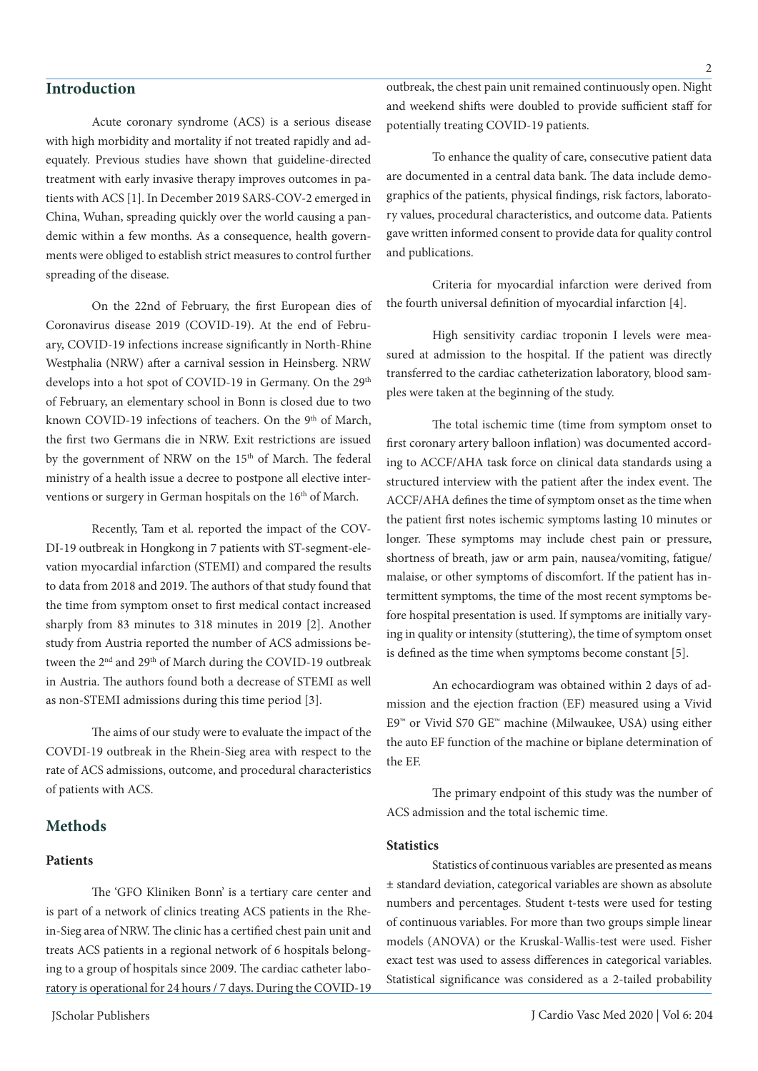## Introduction

Acute coronary syndrome (ACS) is a serious disease with high morbidity and mortality if not treated rapidly and adequately. Previous studies have shown that guideline-directed treatment with early invasive therapy improves outcomes in patients with ACS [1]. In December 2019 SARS-COV-2 emerged in China, Wuhan, spreading quickly over the world causing a pandemic within a few months. As a consequence, health governments were obliged to establish strict measures to control further spreading of the disease.

On the 22nd of February, the first European dies of Coronavirus disease 2019 (COVID-19). At the end of February, COVID-19 infections increase significantly in North-Rhine Westphalia (NRW) after a carnival session in Heinsberg. NRW develops into a hot spot of COVID-19 in Germany. On the 29th of February, an elementary school in Bonn is closed due to two known COVID-19 infections of teachers. On the 9th of March, the first two Germans die in NRW. Exit restrictions are issued by the government of NRW on the 15th of March. The federal ministry of a health issue a decree to postpone all elective interventions or surgery in German hospitals on the 16th of March.

Recently, Tam et al. reported the impact of the COVDI-19 outbreak in Hongkong in 7 patients with ST-segment-elevation myocardial infarction (STEMI) and compared the results to data from 2018 and 2019. The authors of that study found that the time from symptom onset to first medical contact increased sharply from 83 minutes to 318 minutes in 2019 [2]. Another study from Austria reported the number of ACS admissions between the 2nd and 29th of March during the COVID-19 outbreak in Austria. The authors found both a decrease of STEMI as well as non-STEMI admissions during this time period [3].

The aims of our study were to evaluate the impact of the COVDI-19 outbreak in the Rhein-Sieg area with respect to the rate of ACS admissions, outcome, and procedural characteristics of patients with ACS.

## Methods

### Patients

The 'GFO Kliniken Bonn' is a tertiary care center and is part of a network of clinics treating ACS patients in the Rhein-Sieg area of NRW. The clinic has a certified chest pain unit and treats ACS patients in a regional network of 6 hospitals belonging to a group of hospitals since 2009. The cardiac catheter laboratory is operational for 24 hours / 7 days. During the COVID-19 outbreak, the chest pain unit remained continuously open. Night and weekend shifts were doubled to provide sufficient staff for potentially treating COVID-19 patients.

To enhance the quality of care, consecutive patient data are documented in a central data bank. The data include demographics of the patients, physical findings, risk factors, laboratory values, procedural characteristics, and outcome data. Patients gave written informed consent to provide data for quality control and publications.

Criteria for myocardial infarction were derived from the fourth universal definition of myocardial infarction [4].

High sensitivity cardiac troponin I levels were measured at admission to the hospital. If the patient was directly transferred to the cardiac catheterization laboratory, blood samples were taken at the beginning of the study.

The total ischemic time (time from symptom onset to first coronary artery balloon inflation) was documented according to ACCF/AHA task force on clinical data standards using a structured interview with the patient after the index event. The ACCF/AHA defines the time of symptom onset as the time when the patient first notes ischemic symptoms lasting 10 minutes or longer. These symptoms may include chest pain or pressure, shortness of breath, jaw or arm pain, nausea/vomiting, fatigue/malaise, or other symptoms of discomfort. If the patient has intermittent symptoms, the time of the most recent symptoms before hospital presentation is used. If symptoms are initially varying in quality or intensity (stuttering), the time of symptom onset is defined as the time when symptoms become constant [5].

An echocardiogram was obtained within 2 days of admission and the ejection fraction (EF) measured using a Vivid E9™ or Vivid S70 GE™ machine (Milwaukee, USA) using either the auto EF function of the machine or biplane determination of the EF.

The primary endpoint of this study was the number of ACS admission and the total ischemic time.

### Statistics

Statistics of continuous variables are presented as means ± standard deviation, categorical variables are shown as absolute numbers and percentages. Student t-tests were used for testing of continuous variables. For more than two groups simple linear models (ANOVA) or the Kruskal-Wallis-test were used. Fisher exact test was used to assess differences in categorical variables. Statistical significance was considered as a 2-tailed probability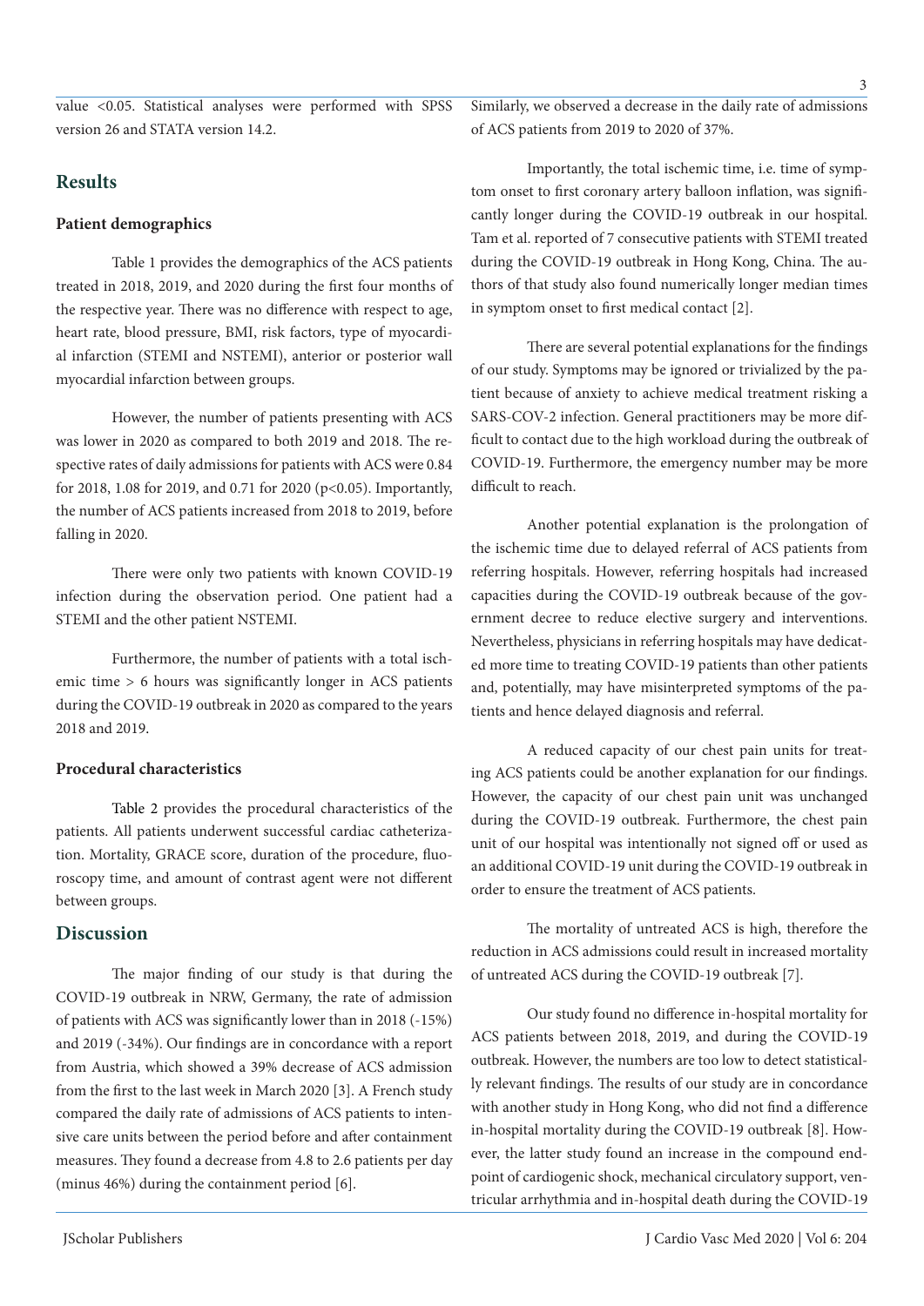value <0.05. Statistical analyses were performed with SPSS version 26 and STATA version 14.2.

## Results

### Patient demographics

Table 1 provides the demographics of the ACS patients treated in 2018, 2019, and 2020 during the first four months of the respective year. There was no difference with respect to age, heart rate, blood pressure, BMI, risk factors, type of myocardial infarction (STEMI and NSTEMI), anterior or posterior wall myocardial infarction between groups.

However, the number of patients presenting with ACS was lower in 2020 as compared to both 2019 and 2018. The respective rates of daily admissions for patients with ACS were 0.84 for 2018, 1.08 for 2019, and 0.71 for 2020 ($p<0.05$). Importantly, the number of ACS patients increased from 2018 to 2019, before falling in 2020.

There were only two patients with known COVID-19 infection during the observation period. One patient had a STEMI and the other patient NSTEMI.

Furthermore, the number of patients with a total ischemic time > 6 hours was significantly longer in ACS patients during the COVID-19 outbreak in 2020 as compared to the years 2018 and 2019.

### Procedural characteristics

Table 2 provides the procedural characteristics of the patients. All patients underwent successful cardiac catheterization. Mortality, GRACE score, duration of the procedure, fluoroscopy time, and amount of contrast agent were not different between groups.

## Discussion

The major finding of our study is that during the COVID-19 outbreak in NRW, Germany, the rate of admission of patients with ACS was significantly lower than in 2018 (-15%) and 2019 (-34%). Our findings are in concordance with a report from Austria, which showed a 39% decrease of ACS admission from the first to the last week in March 2020 [3]. A French study compared the daily rate of admissions of ACS patients to intensive care units between the period before and after containment measures. They found a decrease from 4.8 to 2.6 patients per day (minus 46%) during the containment period [6]. Similarly, we observed a decrease in the daily rate of admissions of ACS patients from 2019 to 2020 of 37%.

Importantly, the total ischemic time, i.e. time of symptom onset to first coronary artery balloon inflation, was significantly longer during the COVID-19 outbreak in our hospital. Tam et al. reported of 7 consecutive patients with STEMI treated during the COVID-19 outbreak in Hong Kong, China. The authors of that study also found numerically longer median times in symptom onset to first medical contact [2].

There are several potential explanations for the findings of our study. Symptoms may be ignored or trivialized by the patient because of anxiety to achieve medical treatment risking a SARS-COV-2 infection. General practitioners may be more difficult to contact due to the high workload during the outbreak of COVID-19. Furthermore, the emergency number may be more difficult to reach.

Another potential explanation is the prolongation of the ischemic time due to delayed referral of ACS patients from referring hospitals. However, referring hospitals had increased capacities during the COVID-19 outbreak because of the government decree to reduce elective surgery and interventions. Nevertheless, physicians in referring hospitals may have dedicated more time to treating COVID-19 patients than other patients and, potentially, may have misinterpreted symptoms of the patients and hence delayed diagnosis and referral.

A reduced capacity of our chest pain units for treating ACS patients could be another explanation for our findings. However, the capacity of our chest pain unit was unchanged during the COVID-19 outbreak. Furthermore, the chest pain unit of our hospital was intentionally not signed off or used as an additional COVID-19 unit during the COVID-19 outbreak in order to ensure the treatment of ACS patients.

The mortality of untreated ACS is high, therefore the reduction in ACS admissions could result in increased mortality of untreated ACS during the COVID-19 outbreak [7].

Our study found no difference in-hospital mortality for ACS patients between 2018, 2019, and during the COVID-19 outbreak. However, the numbers are too low to detect statistically relevant findings. The results of our study are in concordance with another study in Hong Kong, who did not find a difference in-hospital mortality during the COVID-19 outbreak [8]. However, the latter study found an increase in the compound endpoint of cardiogenic shock, mechanical circulatory support, ventricular arrhythmia and in-hospital death during the COVID-19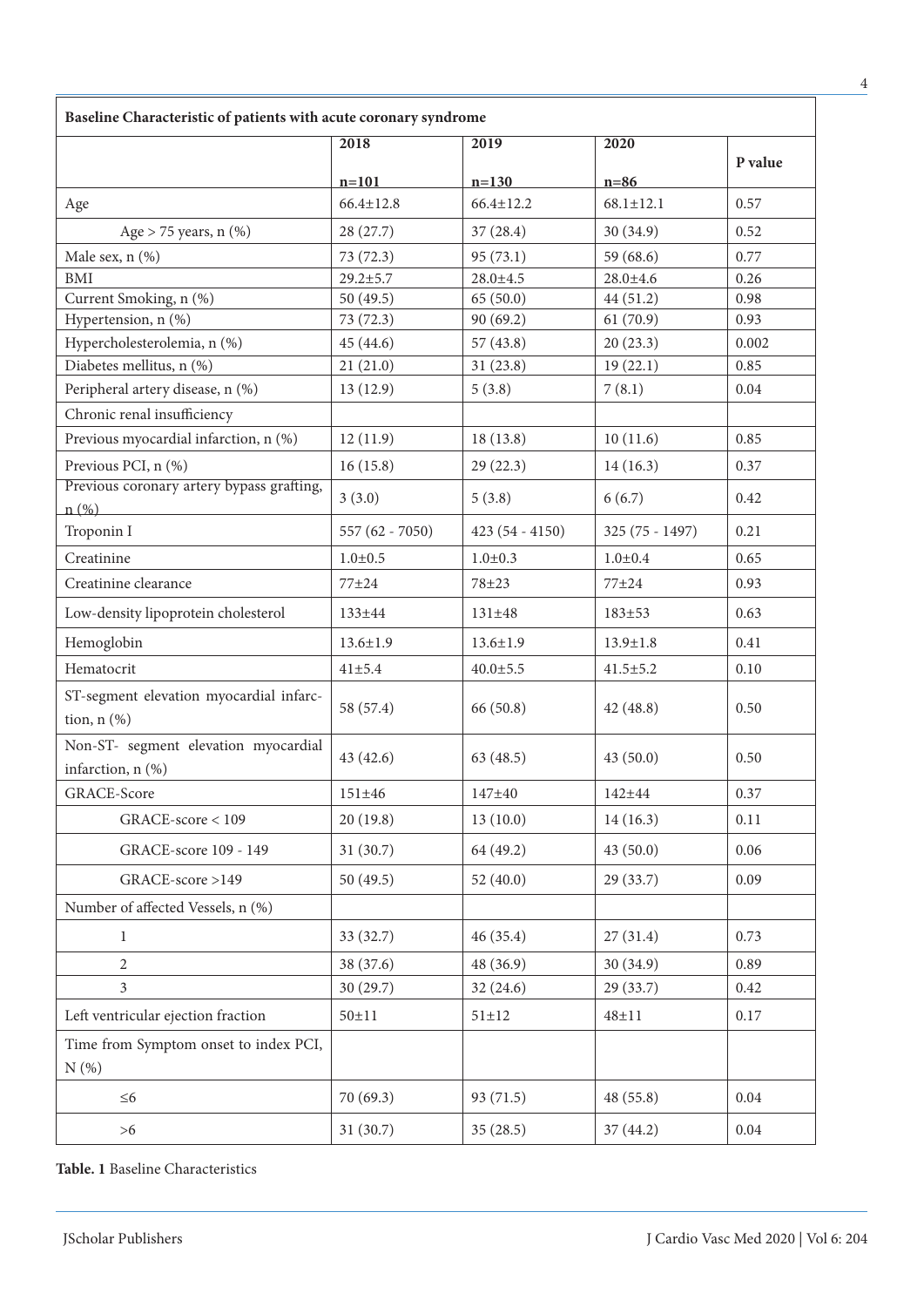| Baseline Characteristic of patients with acute coronary syndrome | | | | |
|---|---|---|---|---|
| | 2018<br>n=101 | 2019<br>n=130 | 2020<br>n=86 | P value |
| Age | 66.4±12.8 | 66.4±12.2 | 68.1±12.1 | 0.57 |
| Age > 75 years, n (%) | 28 (27.7) | 37 (28.4) | 30 (34.9) | 0.52 |
| Male sex, n (%) | 73 (72.3) | 95 (73.1) | 59 (68.6) | 0.77 |
| BMI | 29.2±5.7 | 28.0±4.5 | 28.0±4.6 | 0.26 |
| Current Smoking, n (%) | 50 (49.5) | 65 (50.0) | 44 (51.2) | 0.98 |
| Hypertension, n (%) | 73 (72.3) | 90 (69.2) | 61 (70.9) | 0.93 |
| Hypercholesterolemia, n (%) | 45 (44.6) | 57 (43.8) | 20 (23.3) | 0.002 |
| Diabetes mellitus, n (%) | 21 (21.0) | 31 (23.8) | 19 (22.1) | 0.85 |
| Peripheral artery disease, n (%) | 13 (12.9) | 5 (3.8) | 7 (8.1) | 0.04 |
| Chronic renal insufficiency | | | | |
| Previous myocardial infarction, n (%) | 12 (11.9) | 18 (13.8) | 10 (11.6) | 0.85 |
| Previous PCI, n (%) | 16 (15.8) | 29 (22.3) | 14 (16.3) | 0.37 |
| Previous coronary artery bypass grafting, n (%) | 3 (3.0) | 5 (3.8) | 6 (6.7) | 0.42 |
| Troponin I | 557 (62 - 7050) | 423 (54 - 4150) | 325 (75 - 1497) | 0.21 |
| Creatinine | 1.0±0.5 | 1.0±0.3 | 1.0±0.4 | 0.65 |
| Creatinine clearance | 77±24 | 78±23 | 77±24 | 0.93 |
| Low-density lipoprotein cholesterol | 133±44 | 131±48 | 183±53 | 0.63 |
| Hemoglobin | 13.6±1.9 | 13.6±1.9 | 13.9±1.8 | 0.41 |
| Hematocrit | 41±5.4 | 40.0±5.5 | 41.5±5.2 | 0.10 |
| ST-segment elevation myocardial infarction, n (%) | 58 (57.4) | 66 (50.8) | 42 (48.8) | 0.50 |
| Non-ST- segment elevation myocardial infarction, n (%) | 43 (42.6) | 63 (48.5) | 43 (50.0) | 0.50 |
| GRACE-Score | 151±46 | 147±40 | 142±44 | 0.37 |
| GRACE-score < 109 | 20 (19.8) | 13 (10.0) | 14 (16.3) | 0.11 |
| GRACE-score 109 - 149 | 31 (30.7) | 64 (49.2) | 43 (50.0) | 0.06 |
| GRACE-score >149 | 50 (49.5) | 52 (40.0) | 29 (33.7) | 0.09 |
| Number of affected Vessels, n (%) | | | | |
| 1 | 33 (32.7) | 46 (35.4) | 27 (31.4) | 0.73 |
| 2 | 38 (37.6) | 48 (36.9) | 30 (34.9) | 0.89 |
| 3 | 30 (29.7) | 32 (24.6) | 29 (33.7) | 0.42 |
| Left ventricular ejection fraction | 50±11 | 51±12 | 48±11 | 0.17 |
| Time from Symptom onset to index PCI, N (%) | | | | |
| ≤6 | 70 (69.3) | 93 (71.5) | 48 (55.8) | 0.04 |
| >6 | 31 (30.7) | 35 (28.5) | 37 (44.2) | 0.04 |

**Table. 1** Baseline Characteristics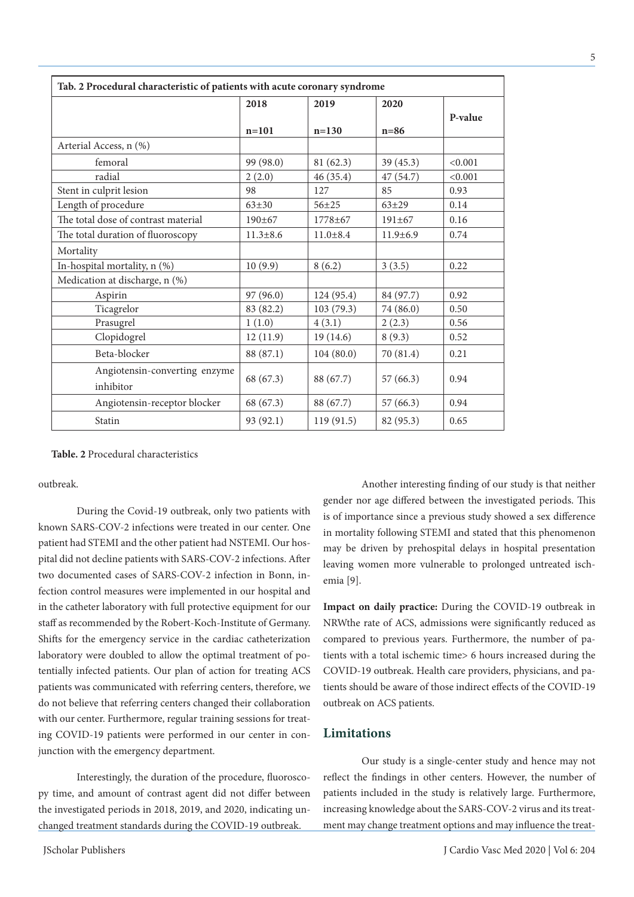| Tab. 2 Procedural characteristic of patients with acute coronary syndrome | | | | |
|---|---|---|---|---|
| | 2018<br>n=101 | 2019<br>n=130 | 2020<br>n=86 | P-value |
| Arterial Access, n (%) | | | | |
| femoral | 99 (98.0) | 81 (62.3) | 39 (45.3) | <0.001 |
| radial | 2 (2.0) | 46 (35.4) | 47 (54.7) | <0.001 |
| Stent in culprit lesion | 98 | 127 | 85 | 0.93 |
| Length of procedure | 63±30 | 56±25 | 63±29 | 0.14 |
| The total dose of contrast material | 190±67 | 1778±67 | 191±67 | 0.16 |
| The total duration of fluoroscopy | 11.3±8.6 | 11.0±8.4 | 11.9±6.9 | 0.74 |
| Mortality | | | | |
| In-hospital mortality, n (%) | 10 (9.9) | 8 (6.2) | 3 (3.5) | 0.22 |
| Medication at discharge, n (%) | | | | |
| Aspirin | 97 (96.0) | 124 (95.4) | 84 (97.7) | 0.92 |
| Ticagrelor | 83 (82.2) | 103 (79.3) | 74 (86.0) | 0.50 |
| Prasugrel | 1 (1.0) | 4 (3.1) | 2 (2.3) | 0.56 |
| Clopidogrel | 12 (11.9) | 19 (14.6) | 8 (9.3) | 0.52 |
| Beta-blocker | 88 (87.1) | 104 (80.0) | 70 (81.4) | 0.21 |
| Angiotensin-converting enzyme inhibitor | 68 (67.3) | 88 (67.7) | 57 (66.3) | 0.94 |
| Angiotensin-receptor blocker | 68 (67.3) | 88 (67.7) | 57 (66.3) | 0.94 |
| Statin | 93 (92.1) | 119 (91.5) | 82 (95.3) | 0.65 |

**Table. 2** Procedural characteristics

outbreak.

During the Covid-19 outbreak, only two patients with known SARS-COV-2 infections were treated in our center. One patient had STEMI and the other patient had NSTEMI. Our hospital did not decline patients with SARS-COV-2 infections. After two documented cases of SARS-COV-2 infection in Bonn, infection control measures were implemented in our hospital and in the catheter laboratory with full protective equipment for our staff as recommended by the Robert-Koch-Institute of Germany. Shifts for the emergency service in the cardiac catheterization laboratory were doubled to allow the optimal treatment of potentially infected patients. Our plan of action for treating ACS patients was communicated with referring centers, therefore, we do not believe that referring centers changed their collaboration with our center. Furthermore, regular training sessions for treating COVID-19 patients were performed in our center in conjunction with the emergency department.

Interestingly, the duration of the procedure, fluoroscopy time, and amount of contrast agent did not differ between the investigated periods in 2018, 2019, and 2020, indicating unchanged treatment standards during the COVID-19 outbreak.

Another interesting finding of our study is that neither gender nor age differed between the investigated periods. This is of importance since a previous study showed a sex difference in mortality following STEMI and stated that this phenomenon may be driven by prehospital delays in hospital presentation leaving women more vulnerable to prolonged untreated ischemia [9].

**Impact on daily practice:** During the COVID-19 outbreak in NRWthe rate of ACS, admissions were significantly reduced as compared to previous years. Furthermore, the number of patients with a total ischemic time> 6 hours increased during the COVID-19 outbreak. Health care providers, physicians, and patients should be aware of those indirect effects of the COVID-19 outbreak on ACS patients.

## Limitations

Our study is a single-center study and hence may not reflect the findings in other centers. However, the number of patients included in the study is relatively large. Furthermore, increasing knowledge about the SARS-COV-2 virus and its treatment may change treatment options and may influence the treat-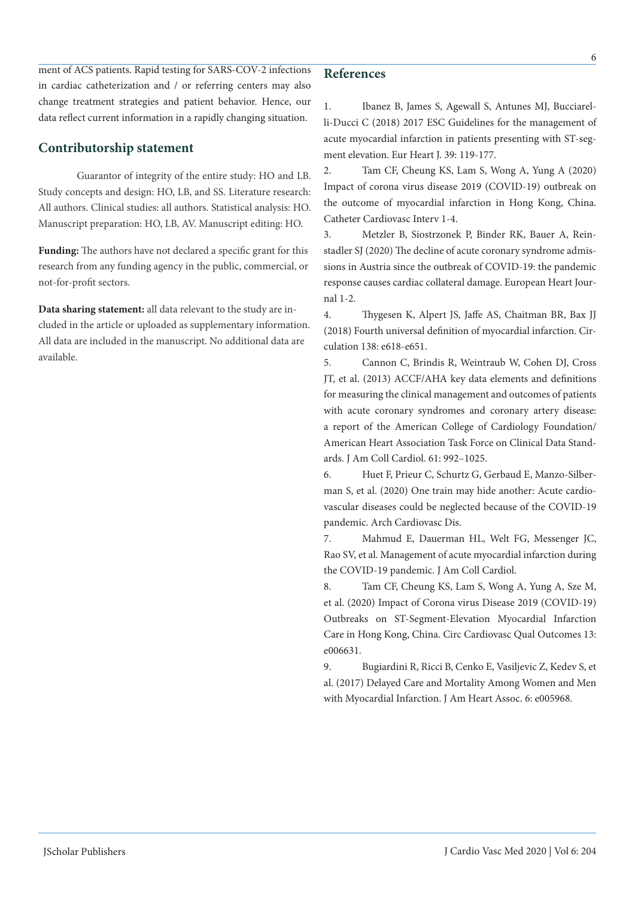ment of ACS patients. Rapid testing for SARS-COV-2 infections in cardiac catheterization and / or referring centers may also change treatment strategies and patient behavior. Hence, our data reflect current information in a rapidly changing situation.

## Contributorship statement

Guarantor of integrity of the entire study: HO and LB. Study concepts and design: HO, LB, and SS. Literature research: All authors. Clinical studies: all authors. Statistical analysis: HO. Manuscript preparation: HO, LB, AV. Manuscript editing: HO.

**Funding:** The authors have not declared a specific grant for this research from any funding agency in the public, commercial, or not-for-profit sectors.

**Data sharing statement:** all data relevant to the study are included in the article or uploaded as supplementary information. All data are included in the manuscript. No additional data are available.

## References

1. Ibanez B, James S, Agewall S, Antunes MJ, Bucciarelli-Ducci C (2018) 2017 ESC Guidelines for the management of acute myocardial infarction in patients presenting with ST-segment elevation. Eur Heart J. 39: 119-177.
2. Tam CF, Cheung KS, Lam S, Wong A, Yung A (2020) Impact of corona virus disease 2019 (COVID-19) outbreak on the outcome of myocardial infarction in Hong Kong, China. Catheter Cardiovasc Interv 1-4.
3. Metzler B, Siostrzonek P, Binder RK, Bauer A, Reinstadler SJ (2020) The decline of acute coronary syndrome admissions in Austria since the outbreak of COVID-19: the pandemic response causes cardiac collateral damage. European Heart Journal 1-2.
4. Thygesen K, Alpert JS, Jaffe AS, Chaitman BR, Bax JJ (2018) Fourth universal definition of myocardial infarction. Circulation 138: e618-e651.
5. Cannon C, Brindis R, Weintraub W, Cohen DJ, Cross JT, et al. (2013) ACCF/AHA key data elements and definitions for measuring the clinical management and outcomes of patients with acute coronary syndromes and coronary artery disease: a report of the American College of Cardiology Foundation/American Heart Association Task Force on Clinical Data Standards. J Am Coll Cardiol. 61: 992–1025.
6. Huet F, Prieur C, Schurtz G, Gerbaud E, Manzo-Silberman S, et al. (2020) One train may hide another: Acute cardiovascular diseases could be neglected because of the COVID-19 pandemic. Arch Cardiovasc Dis.
7. Mahmud E, Dauerman HL, Welt FG, Messenger JC, Rao SV, et al. Management of acute myocardial infarction during the COVID-19 pandemic. J Am Coll Cardiol.
8. Tam CF, Cheung KS, Lam S, Wong A, Yung A, Sze M, et al. (2020) Impact of Corona virus Disease 2019 (COVID-19) Outbreaks on ST-Segment-Elevation Myocardial Infarction Care in Hong Kong, China. Circ Cardiovasc Qual Outcomes 13: e006631.
9. Bugiardini R, Ricci B, Cenko E, Vasiljevic Z, Kedev S, et al. (2017) Delayed Care and Mortality Among Women and Men with Myocardial Infarction. J Am Heart Assoc. 6: e005968.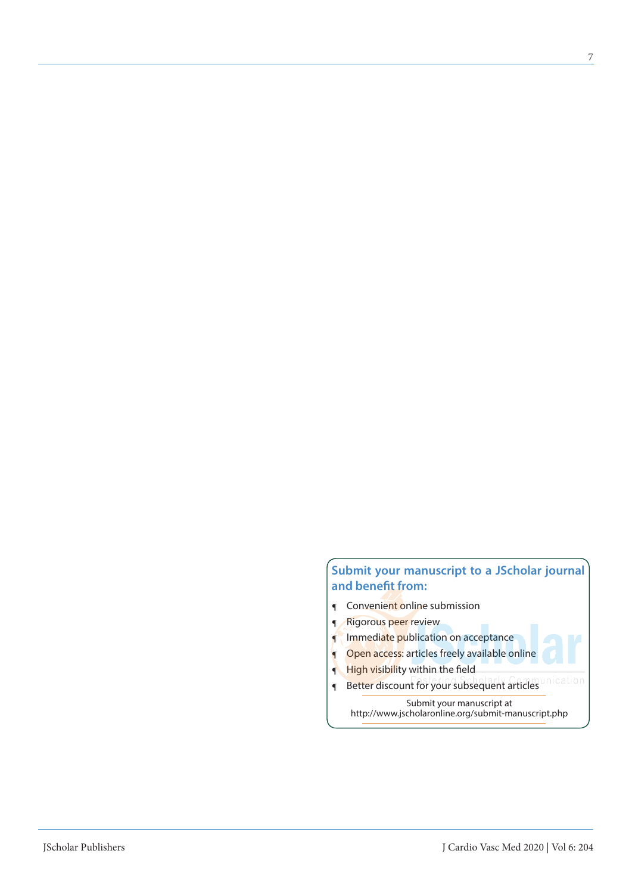**Submit your manuscript to a JScholar journal and benefit from:**

- Convenient online submission
- Rigorous peer review
- Immediate publication on acceptance
- Open access: articles freely available online
- High visibility within the field
- Better discount for your subsequent articles

Submit your manuscript at
http://www.jscholaronline.org/submit-manuscript.php